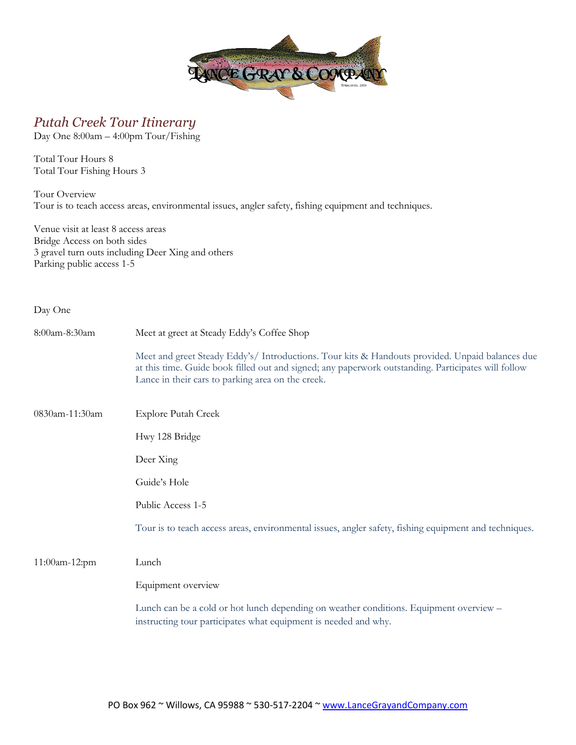# Putah Creek Tour Itinerary

Day One 8:00am – 4:00pm Tour/Fishing

Total Tour Hours 8
Total Tour Fishing Hours 3

Tour Overview
Tour is to teach access areas, environmental issues, angler safety, fishing equipment and techniques.

Venue visit at least 8 access areas
Bridge Access on both sides
3 gravel turn outs including Deer Xing and others
Parking public access 1-5

Day One

| | |
|---|---|
| 8:00am-8:30am | Meet at greet at Steady Eddy's Coffee Shop<br><br>Meet and greet Steady Eddy's/ Introductions. Tour kits & Handouts provided. Unpaid balances due at this time. Guide book filled out and signed; any paperwork outstanding. Participates will follow Lance in their cars to parking area on the creek. |
| 0830am-11:30am | Explore Putah Creek<br><br>Hwy 128 Bridge<br><br>Deer Xing<br><br>Guide's Hole<br><br>Public Access 1-5<br><br>Tour is to teach access areas, environmental issues, angler safety, fishing equipment and techniques. |
| 11:00am-12:pm | Lunch<br><br>Equipment overview<br><br>Lunch can be a cold or hot lunch depending on weather conditions. Equipment overview – instructing tour participates what equipment is needed and why. |

PO Box 962 ~ Willows, CA 95988 ~ 530-517-2204 ~ [www.LanceGrayandCompany.com](http://www.LanceGrayandCompany.com)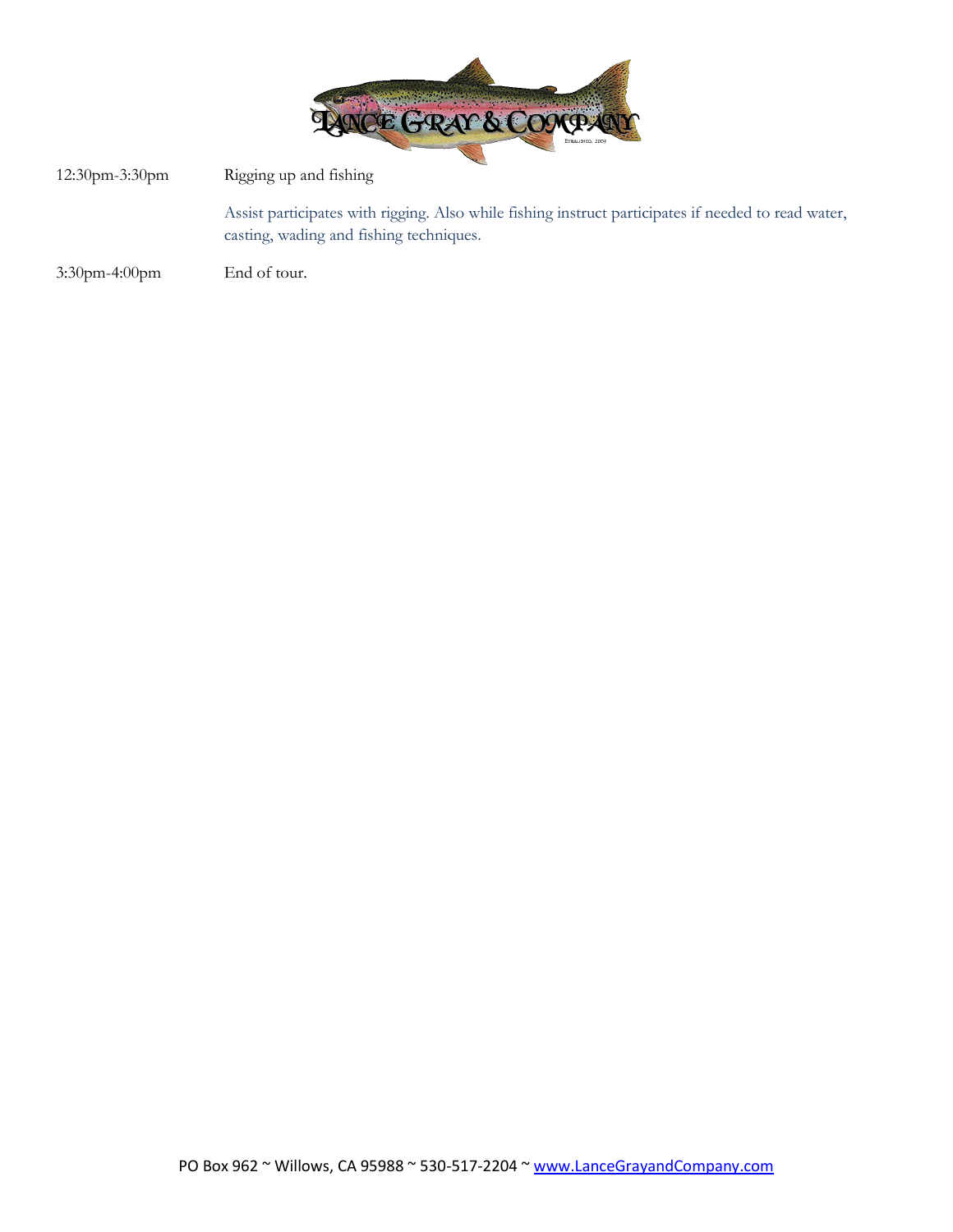12:30pm-3:30pm Rigging up and fishing

Assist participates with rigging. Also while fishing instruct participates if needed to read water, casting, wading and fishing techniques.

3:30pm-4:00pm End of tour.